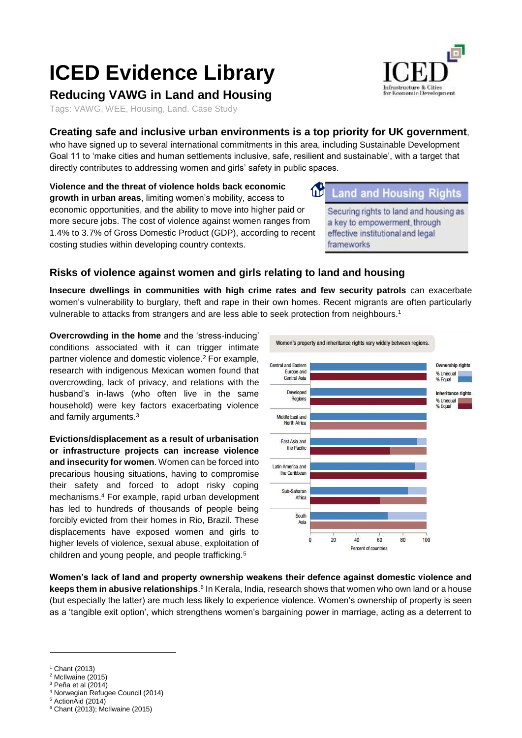# ICED Evidence Library

## Reducing VAWG in Land and Housing

Tags: VAWG, WEE, Housing, Land. Case Study

### Creating safe and inclusive urban environments is a top priority for UK government,

who have signed up to several international commitments in this area, including Sustainable Development Goal 11 to 'make cities and human settlements inclusive, safe, resilient and sustainable', with a target that directly contributes to addressing women and girls' safety in public spaces.

**Land and Housing Rights**

Securing rights to land and housing as a key to empowerment, through effective institutional and legal frameworks

**Violence and the threat of violence holds back economic growth in urban areas**, limiting women's mobility, access to economic opportunities, and the ability to move into higher paid or more secure jobs. The cost of violence against women ranges from 1.4% to 3.7% of Gross Domestic Product (GDP), according to recent costing studies within developing country contexts.

## Risks of violence against women and girls relating to land and housing

**Insecure dwellings in communities with high crime rates and few security patrols** can exacerbate women's vulnerability to burglary, theft and rape in their own homes. Recent migrants are often particularly vulnerable to attacks from strangers and are less able to seek protection from neighbours.[1]

**Overcrowding in the home** and the 'stress-inducing' conditions associated with it can trigger intimate partner violence and domestic violence.[2] For example, research with indigenous Mexican women found that overcrowding, lack of privacy, and relations with the husband's in-laws (who often live in the same household) were key factors exacerbating violence and family arguments.[3]

**Evictions/displacement as a result of urbanisation or infrastructure projects can increase violence and insecurity for women**. Women can be forced into precarious housing situations, having to compromise their safety and forced to adopt risky coping mechanisms.[4] For example, rapid urban development has led to hundreds of thousands of people being forcibly evicted from their homes in Rio, Brazil. These displacements have exposed women and girls to higher levels of violence, sexual abuse, exploitation of children and young people, and people trafficking.[5]

Women's property and inheritance rights vary widely between regions.

| Region | Ownership rights: % Equal | Ownership rights: % Unequal | Inheritance rights: % Equal | Inheritance rights: % Unequal |
|---|---|---|---|---|
| Central and Eastern Europe and Central Asia | 100 | 0 | 100 | 0 |
| Developed Regions | 100 | 0 | 100 | 0 |
| Middle East and North Africa | 100 | 0 | 0 | 100 |
| East Asia and the Pacific | ~92 | ~8 | ~69 | ~31 |
| Latin America and the Caribbean | ~90 | ~10 | 100 | 0 |
| Sub-Saharan Africa | ~84 | ~16 | ~60 | ~40 |
| South Asia | ~67 | ~33 | 0 | 100 |

Percent of countries

**Women's lack of land and property ownership weakens their defence against domestic violence and keeps them in abusive relationships**.[6] In Kerala, India, research shows that women who own land or a house (but especially the latter) are much less likely to experience violence. Women's ownership of property is seen as a 'tangible exit option', which strengthens women's bargaining power in marriage, acting as a deterrent to

---

[1] Chant (2013)
[2] McIlwaine (2015)
[3] Peña et al (2014)
[4] Norwegian Refugee Council (2014)
[5] ActionAid (2014)
[6] Chant (2013); McIlwaine (2015)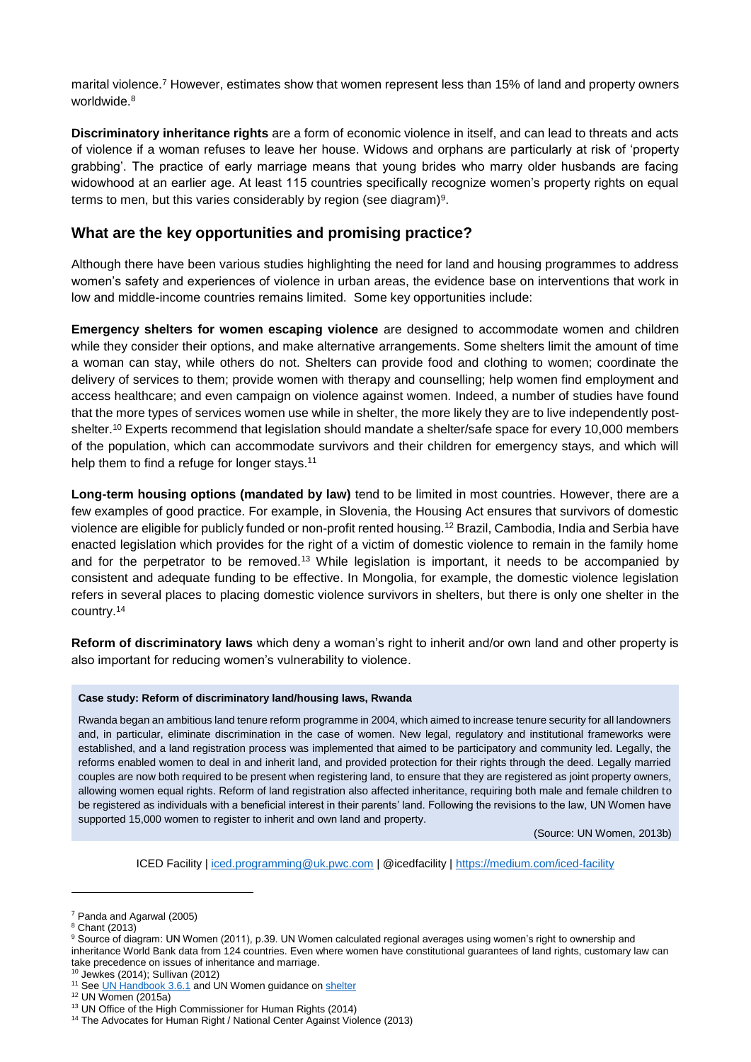marital violence.[7] However, estimates show that women represent less than 15% of land and property owners worldwide.[8]

**Discriminatory inheritance rights** are a form of economic violence in itself, and can lead to threats and acts of violence if a woman refuses to leave her house. Widows and orphans are particularly at risk of 'property grabbing'. The practice of early marriage means that young brides who marry older husbands are facing widowhood at an earlier age. At least 115 countries specifically recognize women's property rights on equal terms to men, but this varies considerably by region (see diagram)[9].

## What are the key opportunities and promising practice?

Although there have been various studies highlighting the need for land and housing programmes to address women's safety and experiences of violence in urban areas, the evidence base on interventions that work in low and middle-income countries remains limited. Some key opportunities include:

**Emergency shelters for women escaping violence** are designed to accommodate women and children while they consider their options, and make alternative arrangements. Some shelters limit the amount of time a woman can stay, while others do not. Shelters can provide food and clothing to women; coordinate the delivery of services to them; provide women with therapy and counselling; help women find employment and access healthcare; and even campaign on violence against women. Indeed, a number of studies have found that the more types of services women use while in shelter, the more likely they are to live independently post-shelter.[10] Experts recommend that legislation should mandate a shelter/safe space for every 10,000 members of the population, which can accommodate survivors and their children for emergency stays, and which will help them to find a refuge for longer stays.[11]

**Long-term housing options (mandated by law)** tend to be limited in most countries. However, there are a few examples of good practice. For example, in Slovenia, the Housing Act ensures that survivors of domestic violence are eligible for publicly funded or non-profit rented housing.[12] Brazil, Cambodia, India and Serbia have enacted legislation which provides for the right of a victim of domestic violence to remain in the family home and for the perpetrator to be removed.[13] While legislation is important, it needs to be accompanied by consistent and adequate funding to be effective. In Mongolia, for example, the domestic violence legislation refers in several places to placing domestic violence survivors in shelters, but there is only one shelter in the country.[14]

**Reform of discriminatory laws** which deny a woman's right to inherit and/or own land and other property is also important for reducing women's vulnerability to violence.

**Case study: Reform of discriminatory land/housing laws, Rwanda**

Rwanda began an ambitious land tenure reform programme in 2004, which aimed to increase tenure security for all landowners and, in particular, eliminate discrimination in the case of women. New legal, regulatory and institutional frameworks were established, and a land registration process was implemented that aimed to be participatory and community led. Legally, the reforms enabled women to deal in and inherit land, and provided protection for their rights through the deed. Legally married couples are now both required to be present when registering land, to ensure that they are registered as joint property owners, allowing women equal rights. Reform of land registration also affected inheritance, requiring both male and female children to be registered as individuals with a beneficial interest in their parents' land. Following the revisions to the law, UN Women have supported 15,000 women to register to inherit and own land and property.

(Source: UN Women, 2013b)

ICED Facility | iced.programming@uk.pwc.com | @icedfacility | https://medium.com/iced-facility

---

[7] Panda and Agarwal (2005)

[8] Chant (2013)

[9] Source of diagram: UN Women (2011), p.39. UN Women calculated regional averages using women's right to ownership and inheritance World Bank data from 124 countries. Even where women have constitutional guarantees of land rights, customary law can take precedence on issues of inheritance and marriage.

[10] Jewkes (2014); Sullivan (2012)

[11] See UN Handbook 3.6.1 and UN Women guidance on shelter

[12] UN Women (2015a)

[13] UN Office of the High Commissioner for Human Rights (2014)

[14] The Advocates for Human Right / National Center Against Violence (2013)